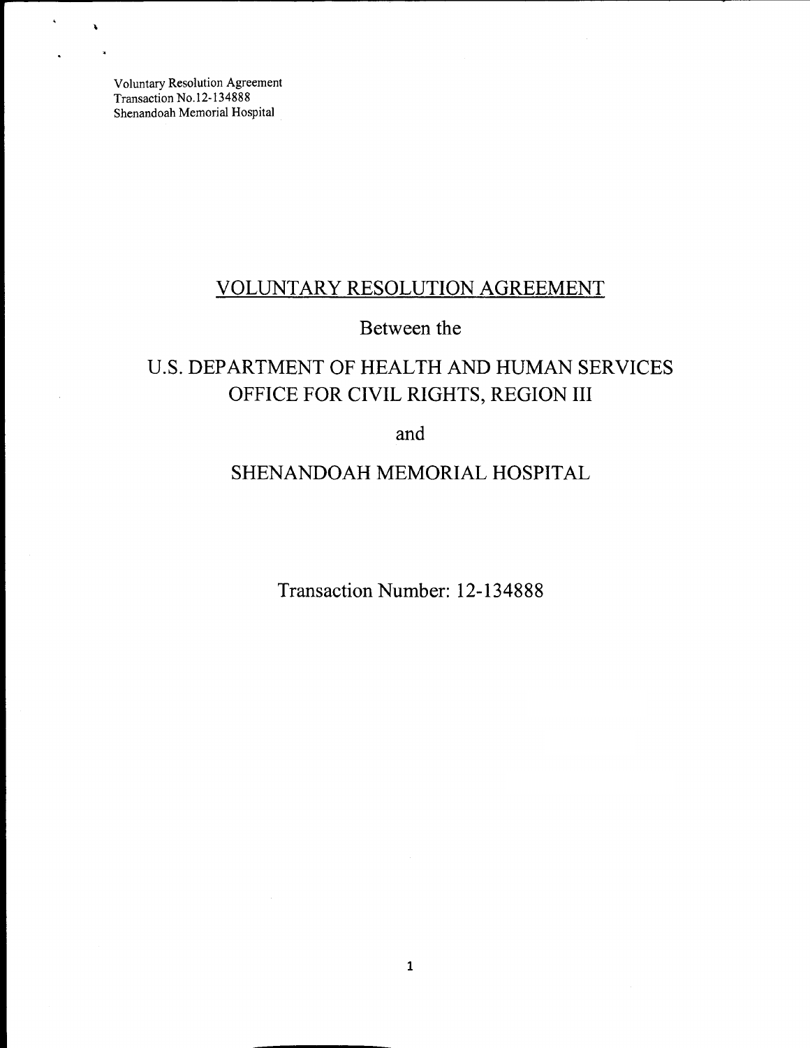# VOLUNTARY RESOLUTION AGREEMENT

Between the

U.S. DEPARTMENT OF HEALTH AND HUMAN SERVICES
OFFICE FOR CIVIL RIGHTS, REGION III

and

SHENANDOAH MEMORIAL HOSPITAL

Transaction Number: 12-134888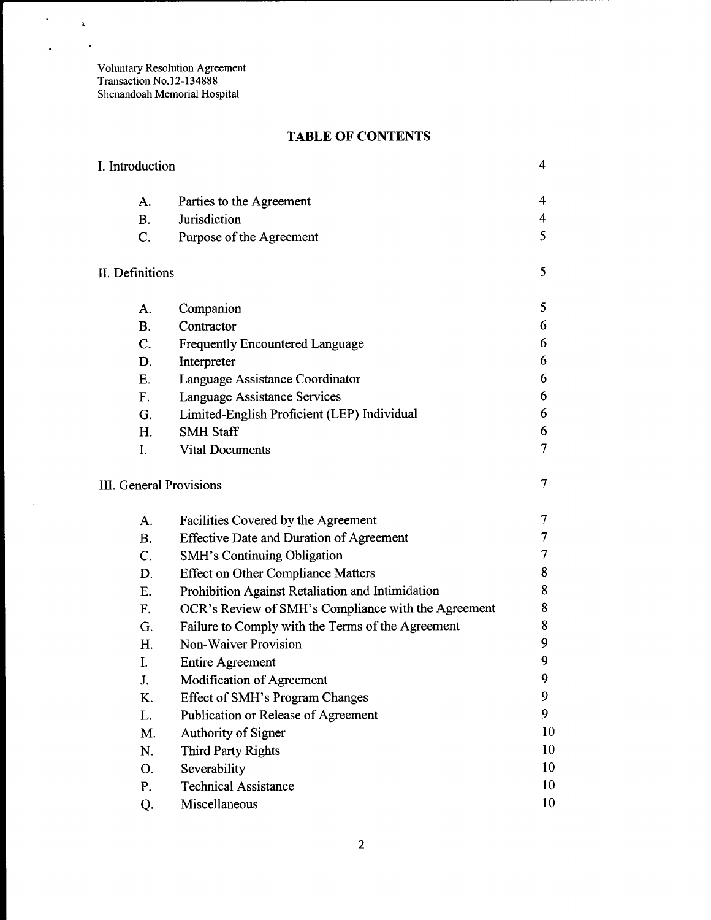Voluntary Resolution Agreement
Transaction No.12-134888
Shenandoah Memorial Hospital

# TABLE OF CONTENTS

| | | |
|---|---|---|
| I. Introduction | | 4 |
| A. | Parties to the Agreement | 4 |
| B. | Jurisdiction | 4 |
| C. | Purpose of the Agreement | 5 |
| II. Definitions | | 5 |
| A. | Companion | 5 |
| B. | Contractor | 6 |
| C. | Frequently Encountered Language | 6 |
| D. | Interpreter | 6 |
| E. | Language Assistance Coordinator | 6 |
| F. | Language Assistance Services | 6 |
| G. | Limited-English Proficient (LEP) Individual | 6 |
| H. | SMH Staff | 6 |
| I. | Vital Documents | 7 |
| III. General Provisions | | 7 |
| A. | Facilities Covered by the Agreement | 7 |
| B. | Effective Date and Duration of Agreement | 7 |
| C. | SMH's Continuing Obligation | 7 |
| D. | Effect on Other Compliance Matters | 8 |
| E. | Prohibition Against Retaliation and Intimidation | 8 |
| F. | OCR's Review of SMH's Compliance with the Agreement | 8 |
| G. | Failure to Comply with the Terms of the Agreement | 8 |
| H. | Non-Waiver Provision | 9 |
| I. | Entire Agreement | 9 |
| J. | Modification of Agreement | 9 |
| K. | Effect of SMH's Program Changes | 9 |
| L. | Publication or Release of Agreement | 9 |
| M. | Authority of Signer | 10 |
| N. | Third Party Rights | 10 |
| O. | Severability | 10 |
| P. | Technical Assistance | 10 |
| Q. | Miscellaneous | 10 |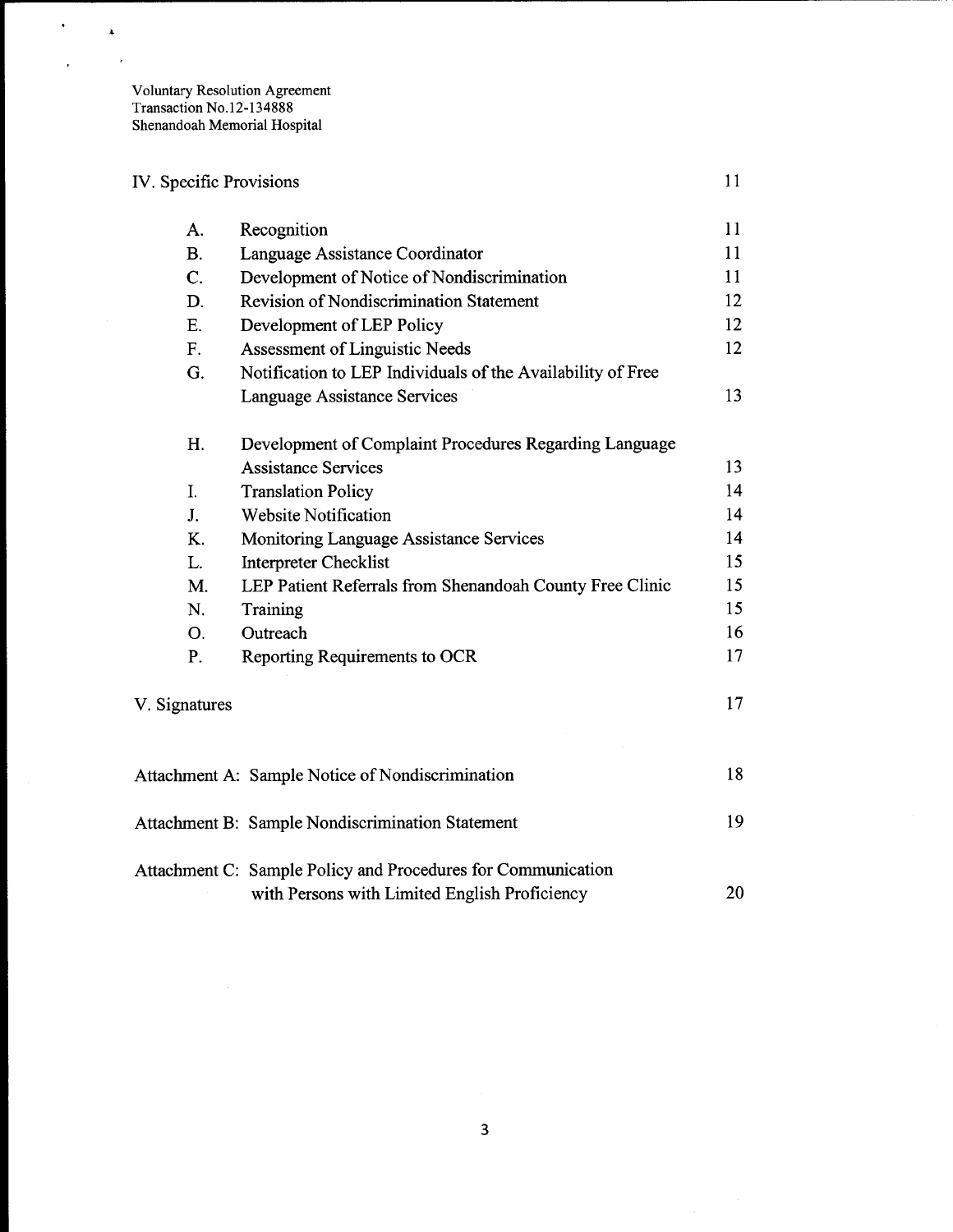| | | |
|---|---|---|
| IV. Specific Provisions | | 11 |
| A. | Recognition | 11 |
| B. | Language Assistance Coordinator | 11 |
| C. | Development of Notice of Nondiscrimination | 11 |
| D. | Revision of Nondiscrimination Statement | 12 |
| E. | Development of LEP Policy | 12 |
| F. | Assessment of Linguistic Needs | 12 |
| G. | Notification to LEP Individuals of the Availability of Free Language Assistance Services | 13 |
| H. | Development of Complaint Procedures Regarding Language Assistance Services | 13 |
| I. | Translation Policy | 14 |
| J. | Website Notification | 14 |
| K. | Monitoring Language Assistance Services | 14 |
| L. | Interpreter Checklist | 15 |
| M. | LEP Patient Referrals from Shenandoah County Free Clinic | 15 |
| N. | Training | 15 |
| O. | Outreach | 16 |
| P. | Reporting Requirements to OCR | 17 |
| V. Signatures | | 17 |
| Attachment A: Sample Notice of Nondiscrimination | | 18 |
| Attachment B: Sample Nondiscrimination Statement | | 19 |
| Attachment C: Sample Policy and Procedures for Communication with Persons with Limited English Proficiency | | 20 |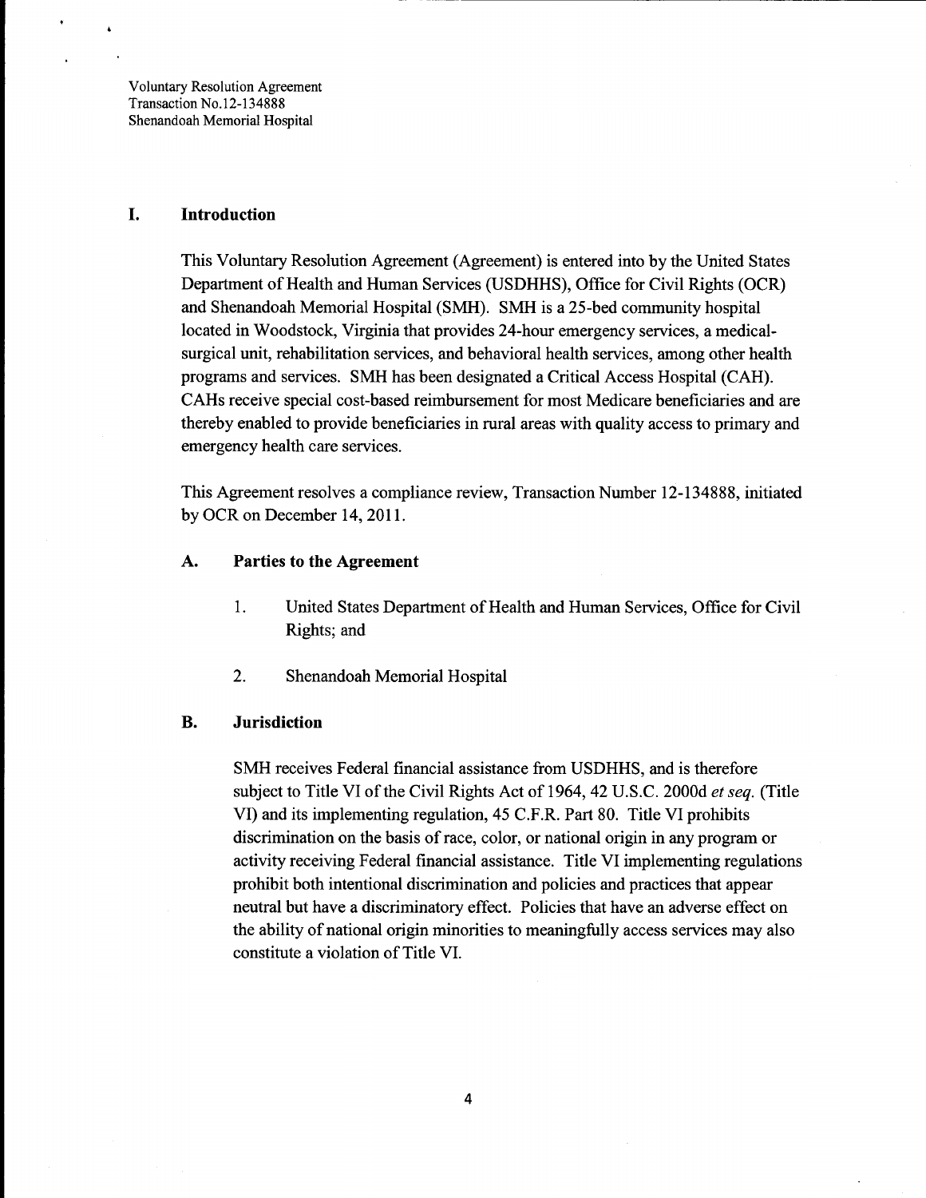## I. Introduction

This Voluntary Resolution Agreement (Agreement) is entered into by the United States Department of Health and Human Services (USDHHS), Office for Civil Rights (OCR) and Shenandoah Memorial Hospital (SMH). SMH is a 25-bed community hospital located in Woodstock, Virginia that provides 24-hour emergency services, a medical-surgical unit, rehabilitation services, and behavioral health services, among other health programs and services. SMH has been designated a Critical Access Hospital (CAH). CAHs receive special cost-based reimbursement for most Medicare beneficiaries and are thereby enabled to provide beneficiaries in rural areas with quality access to primary and emergency health care services.

This Agreement resolves a compliance review, Transaction Number 12-134888, initiated by OCR on December 14, 2011.

### A. Parties to the Agreement

1. United States Department of Health and Human Services, Office for Civil Rights; and

2. Shenandoah Memorial Hospital

### B. Jurisdiction

SMH receives Federal financial assistance from USDHHS, and is therefore subject to Title VI of the Civil Rights Act of 1964, 42 U.S.C. 2000d *et seq.* (Title VI) and its implementing regulation, 45 C.F.R. Part 80. Title VI prohibits discrimination on the basis of race, color, or national origin in any program or activity receiving Federal financial assistance. Title VI implementing regulations prohibit both intentional discrimination and policies and practices that appear neutral but have a discriminatory effect. Policies that have an adverse effect on the ability of national origin minorities to meaningfully access services may also constitute a violation of Title VI.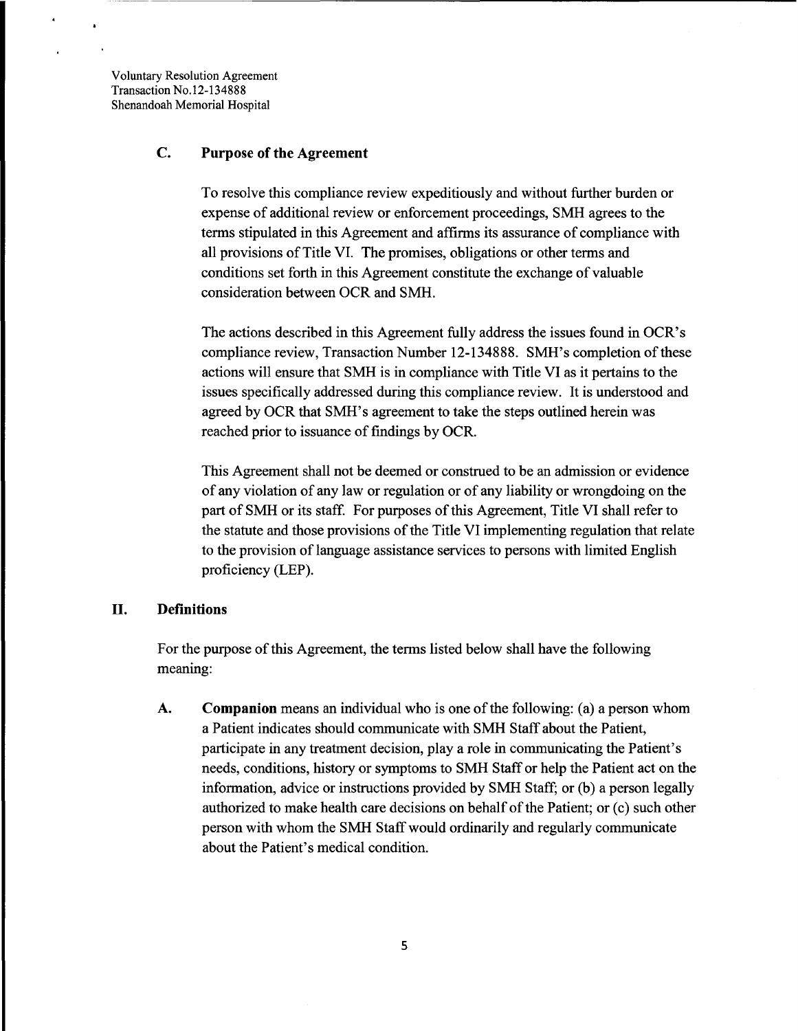### C. Purpose of the Agreement

To resolve this compliance review expeditiously and without further burden or expense of additional review or enforcement proceedings, SMH agrees to the terms stipulated in this Agreement and affirms its assurance of compliance with all provisions of Title VI. The promises, obligations or other terms and conditions set forth in this Agreement constitute the exchange of valuable consideration between OCR and SMH.

The actions described in this Agreement fully address the issues found in OCR's compliance review, Transaction Number 12-134888. SMH's completion of these actions will ensure that SMH is in compliance with Title VI as it pertains to the issues specifically addressed during this compliance review. It is understood and agreed by OCR that SMH's agreement to take the steps outlined herein was reached prior to issuance of findings by OCR.

This Agreement shall not be deemed or construed to be an admission or evidence of any violation of any law or regulation or of any liability or wrongdoing on the part of SMH or its staff. For purposes of this Agreement, Title VI shall refer to the statute and those provisions of the Title VI implementing regulation that relate to the provision of language assistance services to persons with limited English proficiency (LEP).

## II. Definitions

For the purpose of this Agreement, the terms listed below shall have the following meaning:

**A. Companion** means an individual who is one of the following: (a) a person whom a Patient indicates should communicate with SMH Staff about the Patient, participate in any treatment decision, play a role in communicating the Patient's needs, conditions, history or symptoms to SMH Staff or help the Patient act on the information, advice or instructions provided by SMH Staff; or (b) a person legally authorized to make health care decisions on behalf of the Patient; or (c) such other person with whom the SMH Staff would ordinarily and regularly communicate about the Patient's medical condition.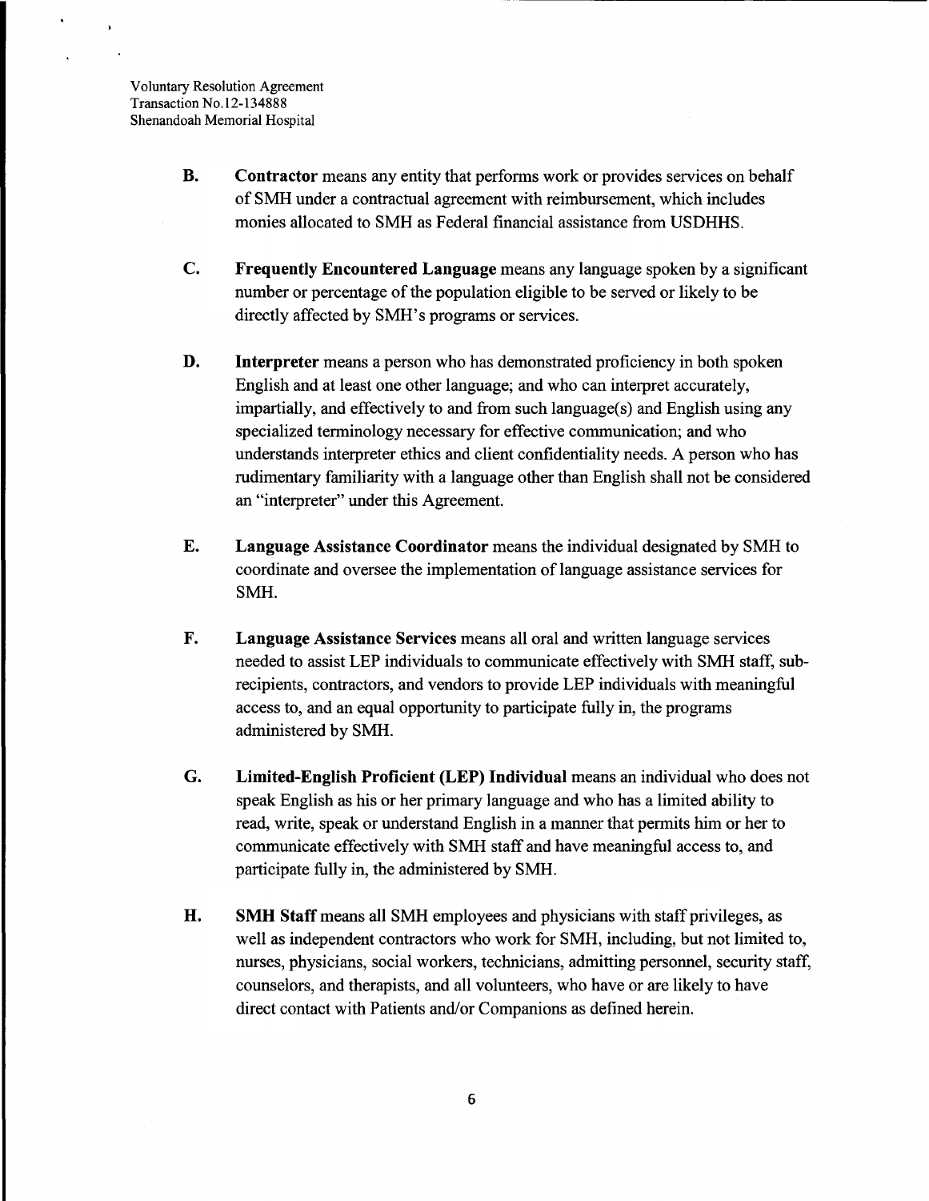**B.** **Contractor** means any entity that performs work or provides services on behalf of SMH under a contractual agreement with reimbursement, which includes monies allocated to SMH as Federal financial assistance from USDHHS.

**C.** **Frequently Encountered Language** means any language spoken by a significant number or percentage of the population eligible to be served or likely to be directly affected by SMH's programs or services.

**D.** **Interpreter** means a person who has demonstrated proficiency in both spoken English and at least one other language; and who can interpret accurately, impartially, and effectively to and from such language(s) and English using any specialized terminology necessary for effective communication; and who understands interpreter ethics and client confidentiality needs. A person who has rudimentary familiarity with a language other than English shall not be considered an "interpreter" under this Agreement.

**E.** **Language Assistance Coordinator** means the individual designated by SMH to coordinate and oversee the implementation of language assistance services for SMH.

**F.** **Language Assistance Services** means all oral and written language services needed to assist LEP individuals to communicate effectively with SMH staff, sub-recipients, contractors, and vendors to provide LEP individuals with meaningful access to, and an equal opportunity to participate fully in, the programs administered by SMH.

**G.** **Limited-English Proficient (LEP) Individual** means an individual who does not speak English as his or her primary language and who has a limited ability to read, write, speak or understand English in a manner that permits him or her to communicate effectively with SMH staff and have meaningful access to, and participate fully in, the administered by SMH.

**H.** **SMH Staff** means all SMH employees and physicians with staff privileges, as well as independent contractors who work for SMH, including, but not limited to, nurses, physicians, social workers, technicians, admitting personnel, security staff, counselors, and therapists, and all volunteers, who have or are likely to have direct contact with Patients and/or Companions as defined herein.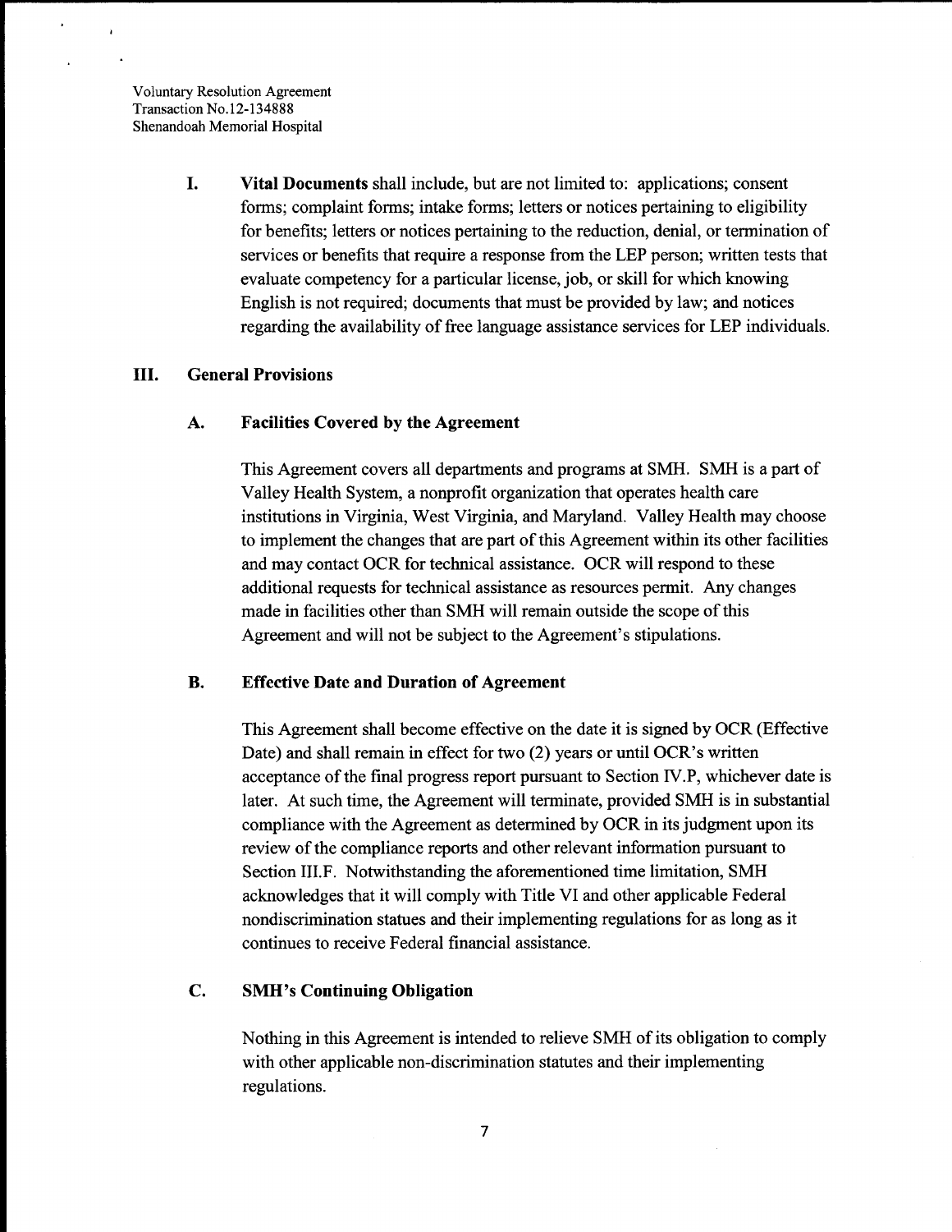I. **Vital Documents** shall include, but are not limited to: applications; consent forms; complaint forms; intake forms; letters or notices pertaining to eligibility for benefits; letters or notices pertaining to the reduction, denial, or termination of services or benefits that require a response from the LEP person; written tests that evaluate competency for a particular license, job, or skill for which knowing English is not required; documents that must be provided by law; and notices regarding the availability of free language assistance services for LEP individuals.

## III. General Provisions

### A. Facilities Covered by the Agreement

This Agreement covers all departments and programs at SMH. SMH is a part of Valley Health System, a nonprofit organization that operates health care institutions in Virginia, West Virginia, and Maryland. Valley Health may choose to implement the changes that are part of this Agreement within its other facilities and may contact OCR for technical assistance. OCR will respond to these additional requests for technical assistance as resources permit. Any changes made in facilities other than SMH will remain outside the scope of this Agreement and will not be subject to the Agreement's stipulations.

### B. Effective Date and Duration of Agreement

This Agreement shall become effective on the date it is signed by OCR (Effective Date) and shall remain in effect for two (2) years or until OCR's written acceptance of the final progress report pursuant to Section IV.P, whichever date is later. At such time, the Agreement will terminate, provided SMH is in substantial compliance with the Agreement as determined by OCR in its judgment upon its review of the compliance reports and other relevant information pursuant to Section III.F. Notwithstanding the aforementioned time limitation, SMH acknowledges that it will comply with Title VI and other applicable Federal nondiscrimination statues and their implementing regulations for as long as it continues to receive Federal financial assistance.

### C. SMH's Continuing Obligation

Nothing in this Agreement is intended to relieve SMH of its obligation to comply with other applicable non-discrimination statutes and their implementing regulations.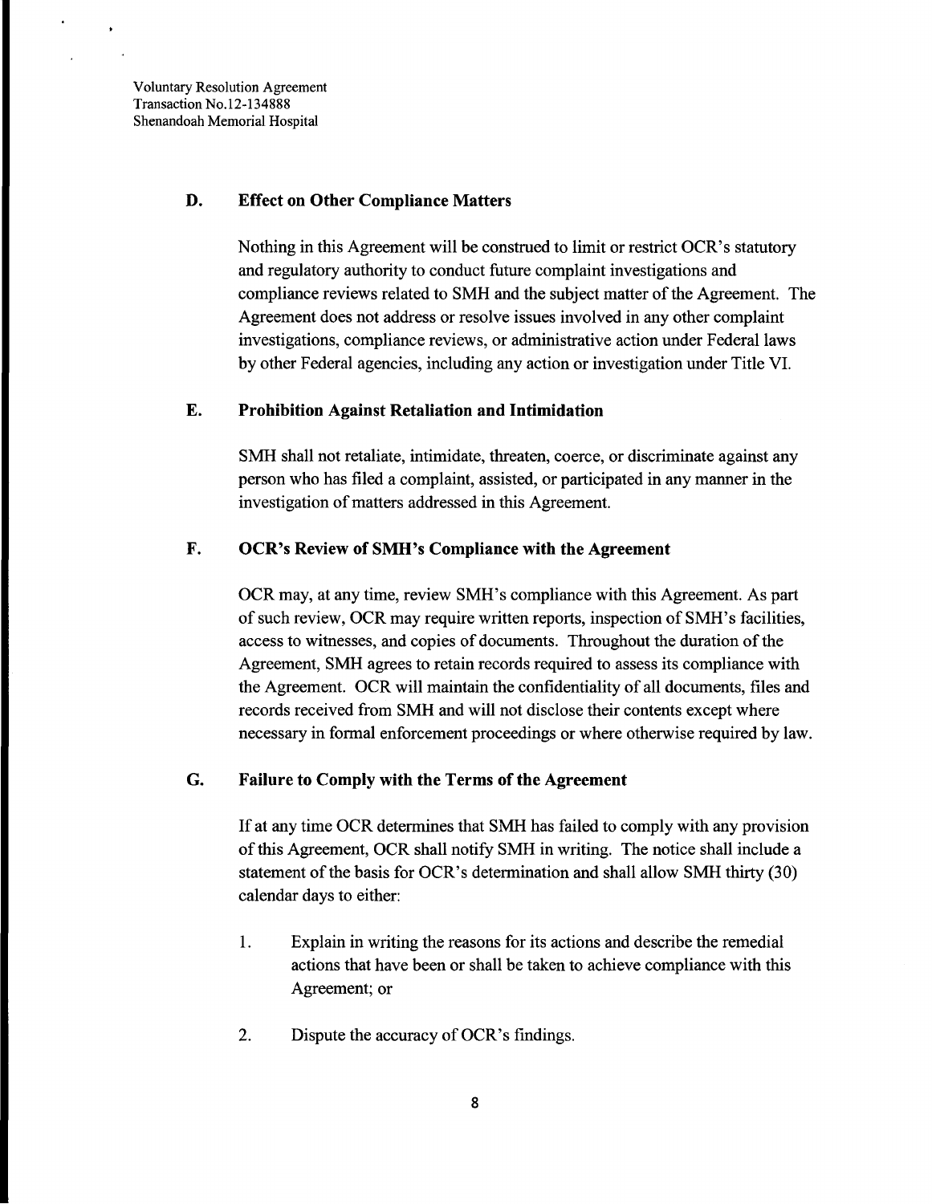### D. Effect on Other Compliance Matters

Nothing in this Agreement will be construed to limit or restrict OCR's statutory and regulatory authority to conduct future complaint investigations and compliance reviews related to SMH and the subject matter of the Agreement. The Agreement does not address or resolve issues involved in any other complaint investigations, compliance reviews, or administrative action under Federal laws by other Federal agencies, including any action or investigation under Title VI.

### E. Prohibition Against Retaliation and Intimidation

SMH shall not retaliate, intimidate, threaten, coerce, or discriminate against any person who has filed a complaint, assisted, or participated in any manner in the investigation of matters addressed in this Agreement.

### F. OCR's Review of SMH's Compliance with the Agreement

OCR may, at any time, review SMH's compliance with this Agreement. As part of such review, OCR may require written reports, inspection of SMH's facilities, access to witnesses, and copies of documents. Throughout the duration of the Agreement, SMH agrees to retain records required to assess its compliance with the Agreement. OCR will maintain the confidentiality of all documents, files and records received from SMH and will not disclose their contents except where necessary in formal enforcement proceedings or where otherwise required by law.

### G. Failure to Comply with the Terms of the Agreement

If at any time OCR determines that SMH has failed to comply with any provision of this Agreement, OCR shall notify SMH in writing. The notice shall include a statement of the basis for OCR's determination and shall allow SMH thirty (30) calendar days to either:

1. Explain in writing the reasons for its actions and describe the remedial actions that have been or shall be taken to achieve compliance with this Agreement; or

2. Dispute the accuracy of OCR's findings.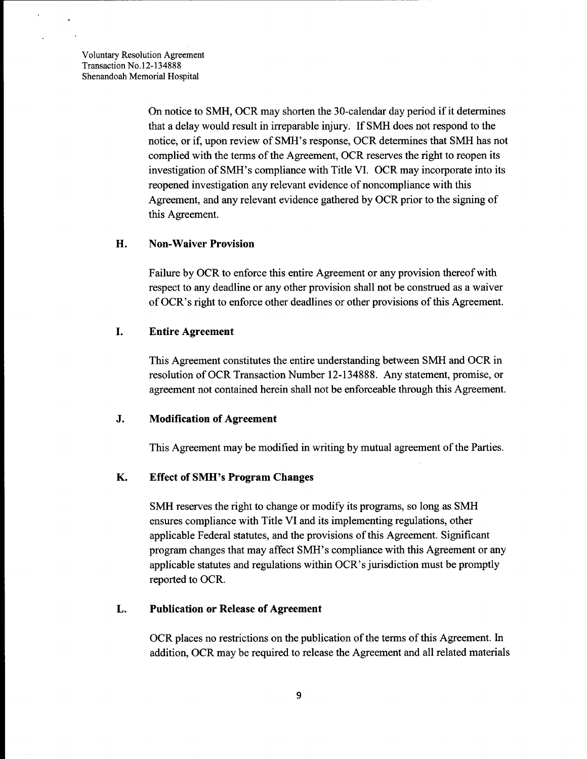On notice to SMH, OCR may shorten the 30-calendar day period if it determines that a delay would result in irreparable injury. If SMH does not respond to the notice, or if, upon review of SMH's response, OCR determines that SMH has not complied with the terms of the Agreement, OCR reserves the right to reopen its investigation of SMH's compliance with Title VI. OCR may incorporate into its reopened investigation any relevant evidence of noncompliance with this Agreement, and any relevant evidence gathered by OCR prior to the signing of this Agreement.

### H. Non-Waiver Provision

Failure by OCR to enforce this entire Agreement or any provision thereof with respect to any deadline or any other provision shall not be construed as a waiver of OCR's right to enforce other deadlines or other provisions of this Agreement.

### I. Entire Agreement

This Agreement constitutes the entire understanding between SMH and OCR in resolution of OCR Transaction Number 12-134888. Any statement, promise, or agreement not contained herein shall not be enforceable through this Agreement.

### J. Modification of Agreement

This Agreement may be modified in writing by mutual agreement of the Parties.

### K. Effect of SMH's Program Changes

SMH reserves the right to change or modify its programs, so long as SMH ensures compliance with Title VI and its implementing regulations, other applicable Federal statutes, and the provisions of this Agreement. Significant program changes that may affect SMH's compliance with this Agreement or any applicable statutes and regulations within OCR's jurisdiction must be promptly reported to OCR.

### L. Publication or Release of Agreement

OCR places no restrictions on the publication of the terms of this Agreement. In addition, OCR may be required to release the Agreement and all related materials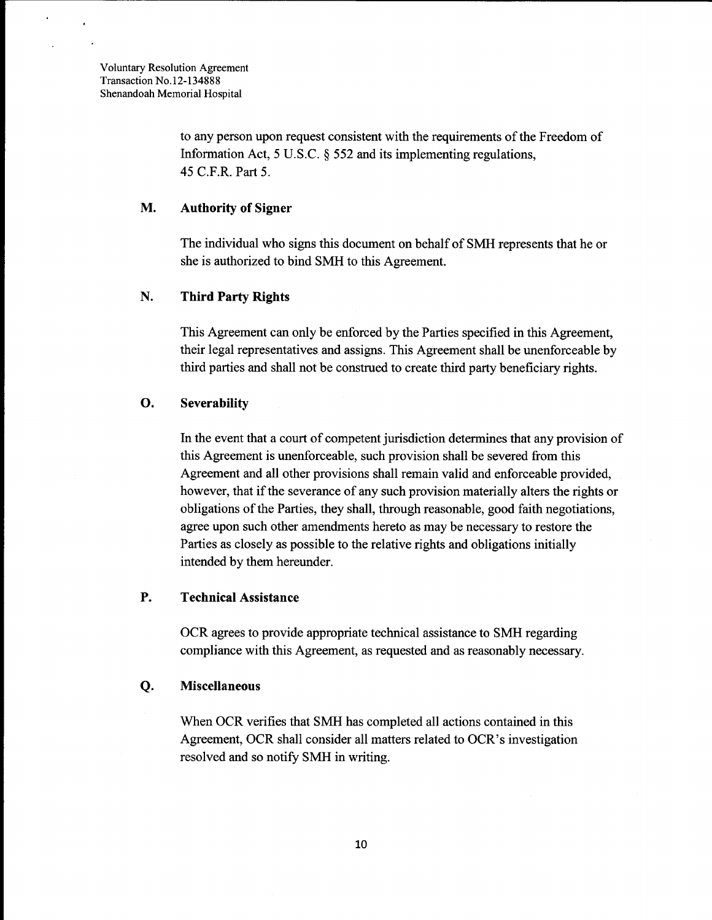to any person upon request consistent with the requirements of the Freedom of Information Act, 5 U.S.C. § 552 and its implementing regulations, 45 C.F.R. Part 5.

### M. Authority of Signer

The individual who signs this document on behalf of SMH represents that he or she is authorized to bind SMH to this Agreement.

### N. Third Party Rights

This Agreement can only be enforced by the Parties specified in this Agreement, their legal representatives and assigns. This Agreement shall be unenforceable by third parties and shall not be construed to create third party beneficiary rights.

### O. Severability

In the event that a court of competent jurisdiction determines that any provision of this Agreement is unenforceable, such provision shall be severed from this Agreement and all other provisions shall remain valid and enforceable provided, however, that if the severance of any such provision materially alters the rights or obligations of the Parties, they shall, through reasonable, good faith negotiations, agree upon such other amendments hereto as may be necessary to restore the Parties as closely as possible to the relative rights and obligations initially intended by them hereunder.

### P. Technical Assistance

OCR agrees to provide appropriate technical assistance to SMH regarding compliance with this Agreement, as requested and as reasonably necessary.

### Q. Miscellaneous

When OCR verifies that SMH has completed all actions contained in this Agreement, OCR shall consider all matters related to OCR's investigation resolved and so notify SMH in writing.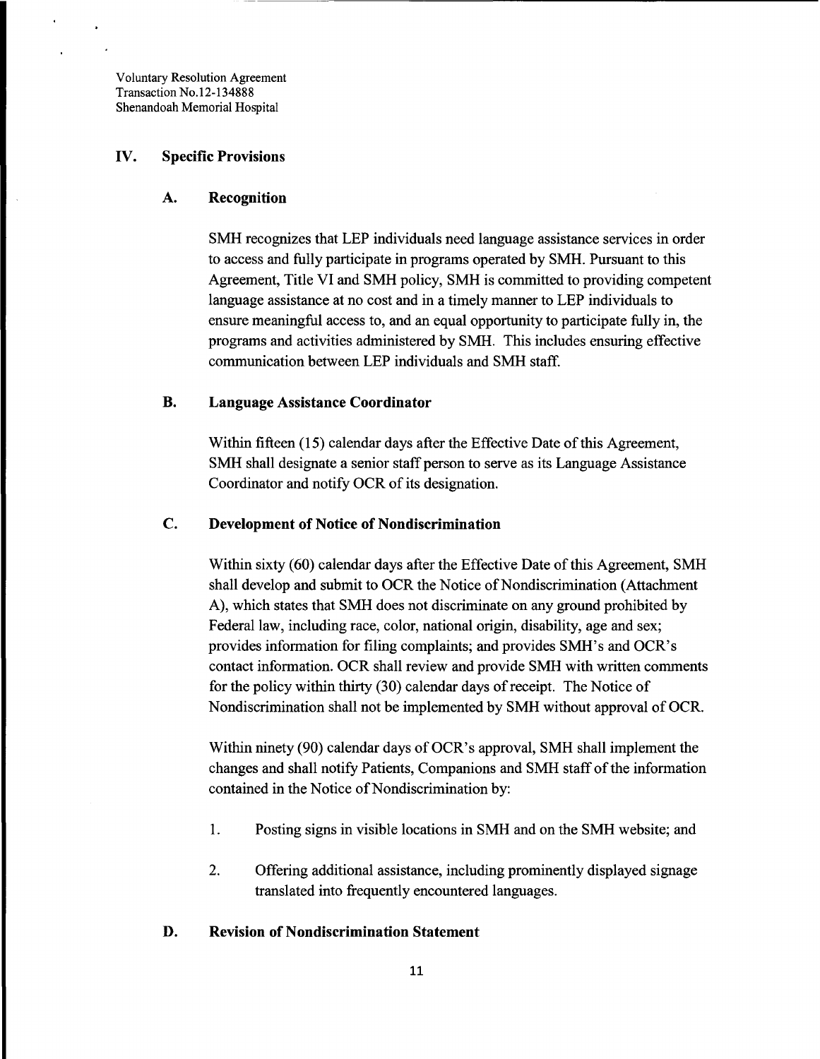## IV. Specific Provisions

### A. Recognition

SMH recognizes that LEP individuals need language assistance services in order to access and fully participate in programs operated by SMH. Pursuant to this Agreement, Title VI and SMH policy, SMH is committed to providing competent language assistance at no cost and in a timely manner to LEP individuals to ensure meaningful access to, and an equal opportunity to participate fully in, the programs and activities administered by SMH. This includes ensuring effective communication between LEP individuals and SMH staff.

### B. Language Assistance Coordinator

Within fifteen (15) calendar days after the Effective Date of this Agreement, SMH shall designate a senior staff person to serve as its Language Assistance Coordinator and notify OCR of its designation.

### C. Development of Notice of Nondiscrimination

Within sixty (60) calendar days after the Effective Date of this Agreement, SMH shall develop and submit to OCR the Notice of Nondiscrimination (Attachment A), which states that SMH does not discriminate on any ground prohibited by Federal law, including race, color, national origin, disability, age and sex; provides information for filing complaints; and provides SMH's and OCR's contact information. OCR shall review and provide SMH with written comments for the policy within thirty (30) calendar days of receipt. The Notice of Nondiscrimination shall not be implemented by SMH without approval of OCR.

Within ninety (90) calendar days of OCR's approval, SMH shall implement the changes and shall notify Patients, Companions and SMH staff of the information contained in the Notice of Nondiscrimination by:

1. Posting signs in visible locations in SMH and on the SMH website; and
2. Offering additional assistance, including prominently displayed signage translated into frequently encountered languages.

### D. Revision of Nondiscrimination Statement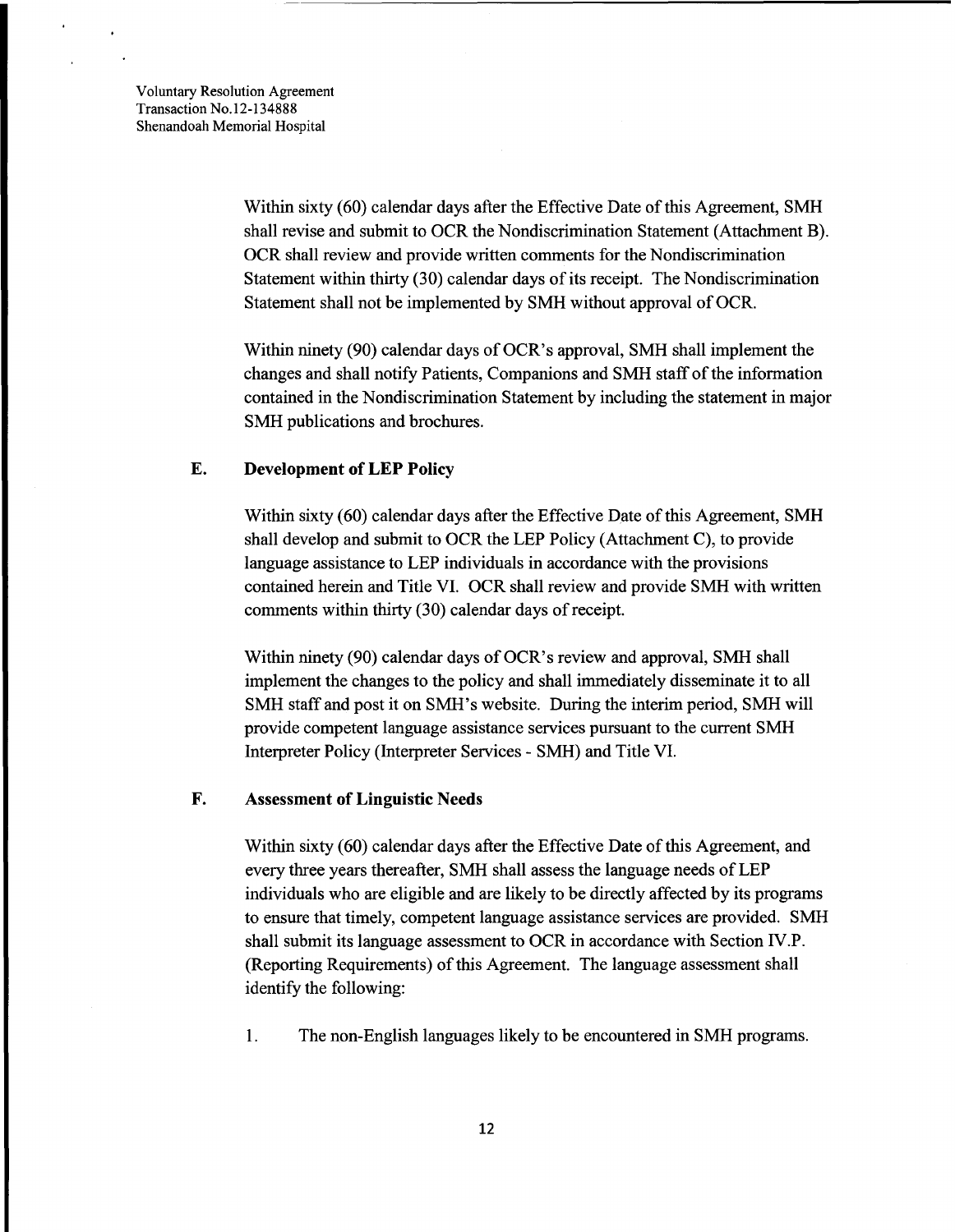Within sixty (60) calendar days after the Effective Date of this Agreement, SMH shall revise and submit to OCR the Nondiscrimination Statement (Attachment B). OCR shall review and provide written comments for the Nondiscrimination Statement within thirty (30) calendar days of its receipt. The Nondiscrimination Statement shall not be implemented by SMH without approval of OCR.

Within ninety (90) calendar days of OCR's approval, SMH shall implement the changes and shall notify Patients, Companions and SMH staff of the information contained in the Nondiscrimination Statement by including the statement in major SMH publications and brochures.

### E. Development of LEP Policy

Within sixty (60) calendar days after the Effective Date of this Agreement, SMH shall develop and submit to OCR the LEP Policy (Attachment C), to provide language assistance to LEP individuals in accordance with the provisions contained herein and Title VI. OCR shall review and provide SMH with written comments within thirty (30) calendar days of receipt.

Within ninety (90) calendar days of OCR's review and approval, SMH shall implement the changes to the policy and shall immediately disseminate it to all SMH staff and post it on SMH's website. During the interim period, SMH will provide competent language assistance services pursuant to the current SMH Interpreter Policy (Interpreter Services - SMH) and Title VI.

### F. Assessment of Linguistic Needs

Within sixty (60) calendar days after the Effective Date of this Agreement, and every three years thereafter, SMH shall assess the language needs of LEP individuals who are eligible and are likely to be directly affected by its programs to ensure that timely, competent language assistance services are provided. SMH shall submit its language assessment to OCR in accordance with Section IV.P. (Reporting Requirements) of this Agreement. The language assessment shall identify the following:

1. The non-English languages likely to be encountered in SMH programs.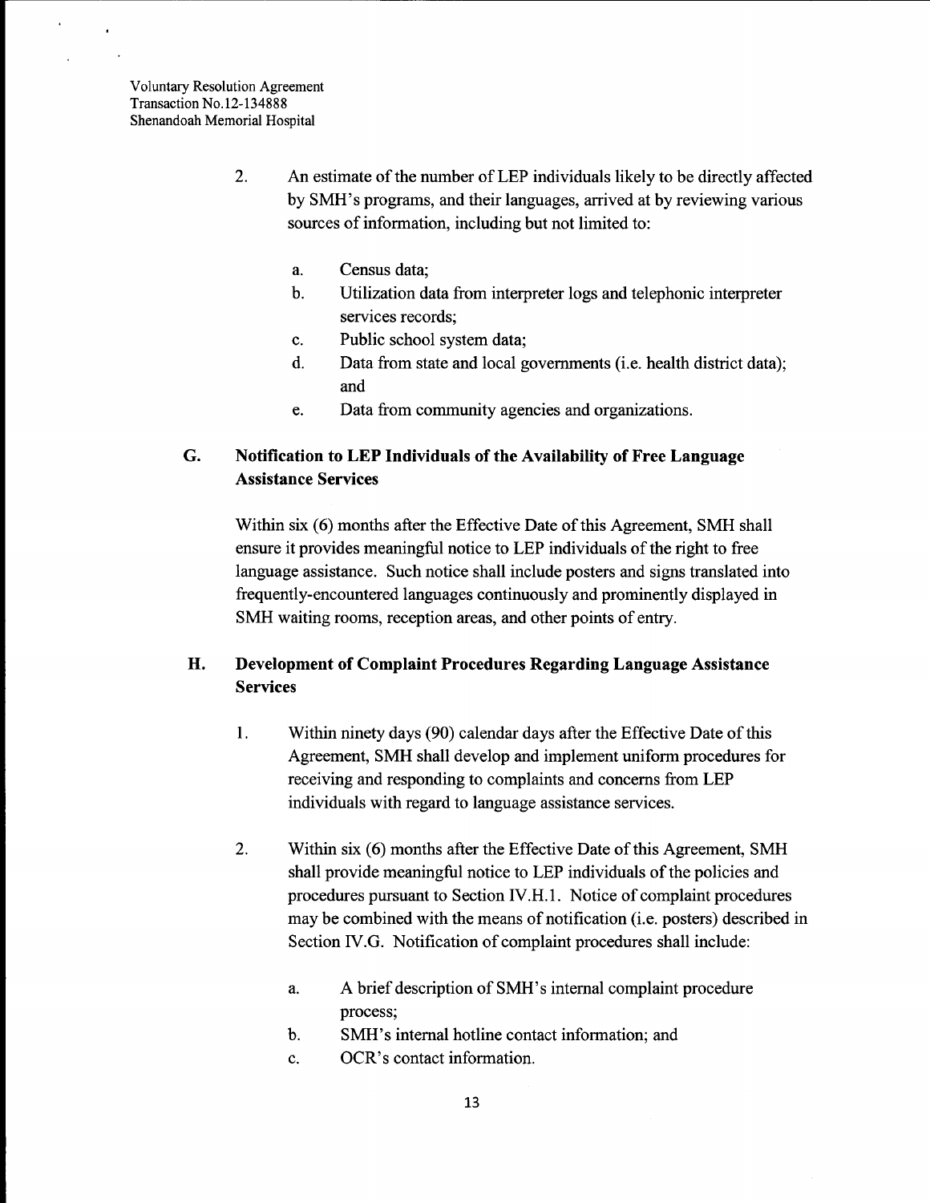2. An estimate of the number of LEP individuals likely to be directly affected by SMH's programs, and their languages, arrived at by reviewing various sources of information, including but not limited to:

   a. Census data;
   b. Utilization data from interpreter logs and telephonic interpreter services records;
   c. Public school system data;
   d. Data from state and local governments (i.e. health district data); and
   e. Data from community agencies and organizations.

### G. Notification to LEP Individuals of the Availability of Free Language Assistance Services

Within six (6) months after the Effective Date of this Agreement, SMH shall ensure it provides meaningful notice to LEP individuals of the right to free language assistance. Such notice shall include posters and signs translated into frequently-encountered languages continuously and prominently displayed in SMH waiting rooms, reception areas, and other points of entry.

### H. Development of Complaint Procedures Regarding Language Assistance Services

1. Within ninety days (90) calendar days after the Effective Date of this Agreement, SMH shall develop and implement uniform procedures for receiving and responding to complaints and concerns from LEP individuals with regard to language assistance services.

2. Within six (6) months after the Effective Date of this Agreement, SMH shall provide meaningful notice to LEP individuals of the policies and procedures pursuant to Section IV.H.1. Notice of complaint procedures may be combined with the means of notification (i.e. posters) described in Section IV.G. Notification of complaint procedures shall include:

   a. A brief description of SMH's internal complaint procedure process;
   b. SMH's internal hotline contact information; and
   c. OCR's contact information.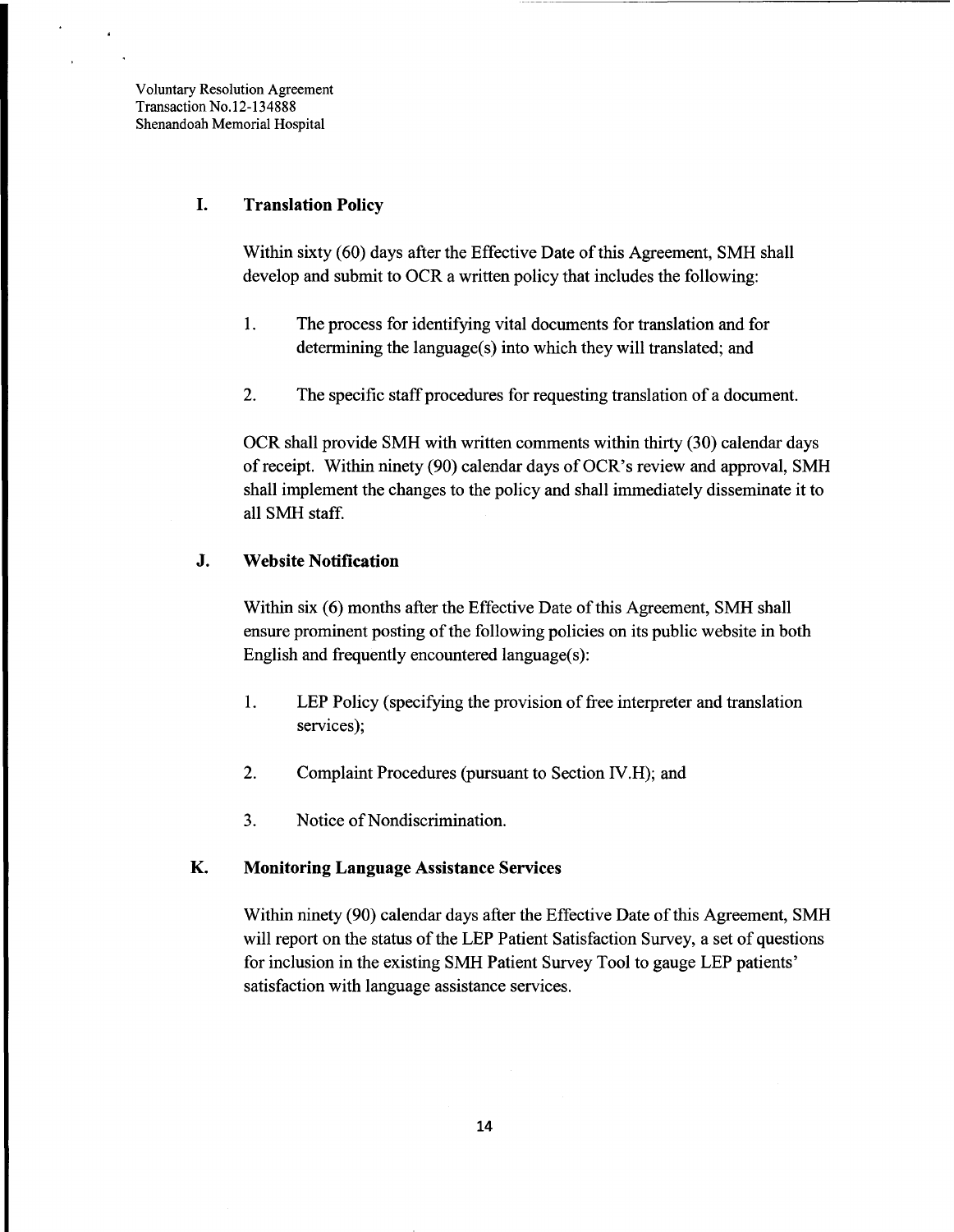### I. Translation Policy

Within sixty (60) days after the Effective Date of this Agreement, SMH shall develop and submit to OCR a written policy that includes the following:

1. The process for identifying vital documents for translation and for determining the language(s) into which they will translated; and

2. The specific staff procedures for requesting translation of a document.

OCR shall provide SMH with written comments within thirty (30) calendar days of receipt. Within ninety (90) calendar days of OCR's review and approval, SMH shall implement the changes to the policy and shall immediately disseminate it to all SMH staff.

### J. Website Notification

Within six (6) months after the Effective Date of this Agreement, SMH shall ensure prominent posting of the following policies on its public website in both English and frequently encountered language(s):

1. LEP Policy (specifying the provision of free interpreter and translation services);

2. Complaint Procedures (pursuant to Section IV.H); and

3. Notice of Nondiscrimination.

### K. Monitoring Language Assistance Services

Within ninety (90) calendar days after the Effective Date of this Agreement, SMH will report on the status of the LEP Patient Satisfaction Survey, a set of questions for inclusion in the existing SMH Patient Survey Tool to gauge LEP patients' satisfaction with language assistance services.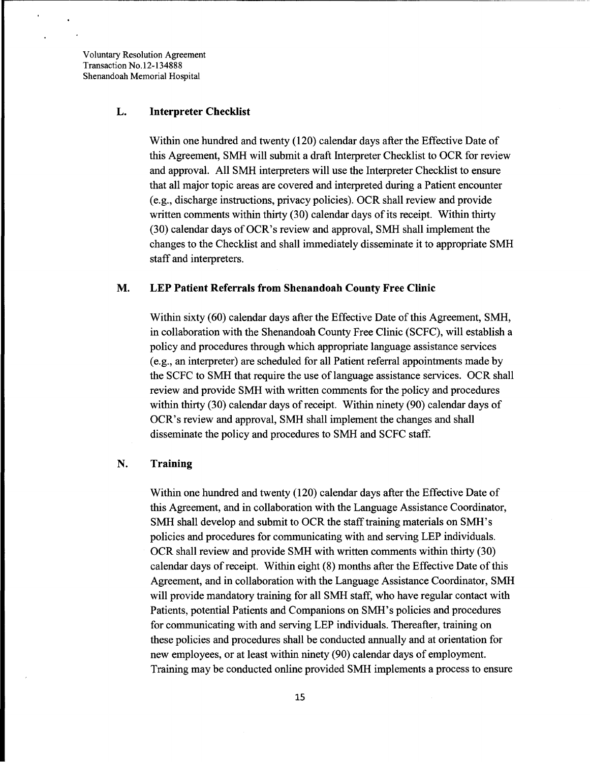### L. Interpreter Checklist

Within one hundred and twenty (120) calendar days after the Effective Date of this Agreement, SMH will submit a draft Interpreter Checklist to OCR for review and approval. All SMH interpreters will use the Interpreter Checklist to ensure that all major topic areas are covered and interpreted during a Patient encounter (e.g., discharge instructions, privacy policies). OCR shall review and provide written comments within thirty (30) calendar days of its receipt. Within thirty (30) calendar days of OCR's review and approval, SMH shall implement the changes to the Checklist and shall immediately disseminate it to appropriate SMH staff and interpreters.

### M. LEP Patient Referrals from Shenandoah County Free Clinic

Within sixty (60) calendar days after the Effective Date of this Agreement, SMH, in collaboration with the Shenandoah County Free Clinic (SCFC), will establish a policy and procedures through which appropriate language assistance services (e.g., an interpreter) are scheduled for all Patient referral appointments made by the SCFC to SMH that require the use of language assistance services. OCR shall review and provide SMH with written comments for the policy and procedures within thirty (30) calendar days of receipt. Within ninety (90) calendar days of OCR's review and approval, SMH shall implement the changes and shall disseminate the policy and procedures to SMH and SCFC staff.

### N. Training

Within one hundred and twenty (120) calendar days after the Effective Date of this Agreement, and in collaboration with the Language Assistance Coordinator, SMH shall develop and submit to OCR the staff training materials on SMH's policies and procedures for communicating with and serving LEP individuals. OCR shall review and provide SMH with written comments within thirty (30) calendar days of receipt. Within eight (8) months after the Effective Date of this Agreement, and in collaboration with the Language Assistance Coordinator, SMH will provide mandatory training for all SMH staff, who have regular contact with Patients, potential Patients and Companions on SMH's policies and procedures for communicating with and serving LEP individuals. Thereafter, training on these policies and procedures shall be conducted annually and at orientation for new employees, or at least within ninety (90) calendar days of employment. Training may be conducted online provided SMH implements a process to ensure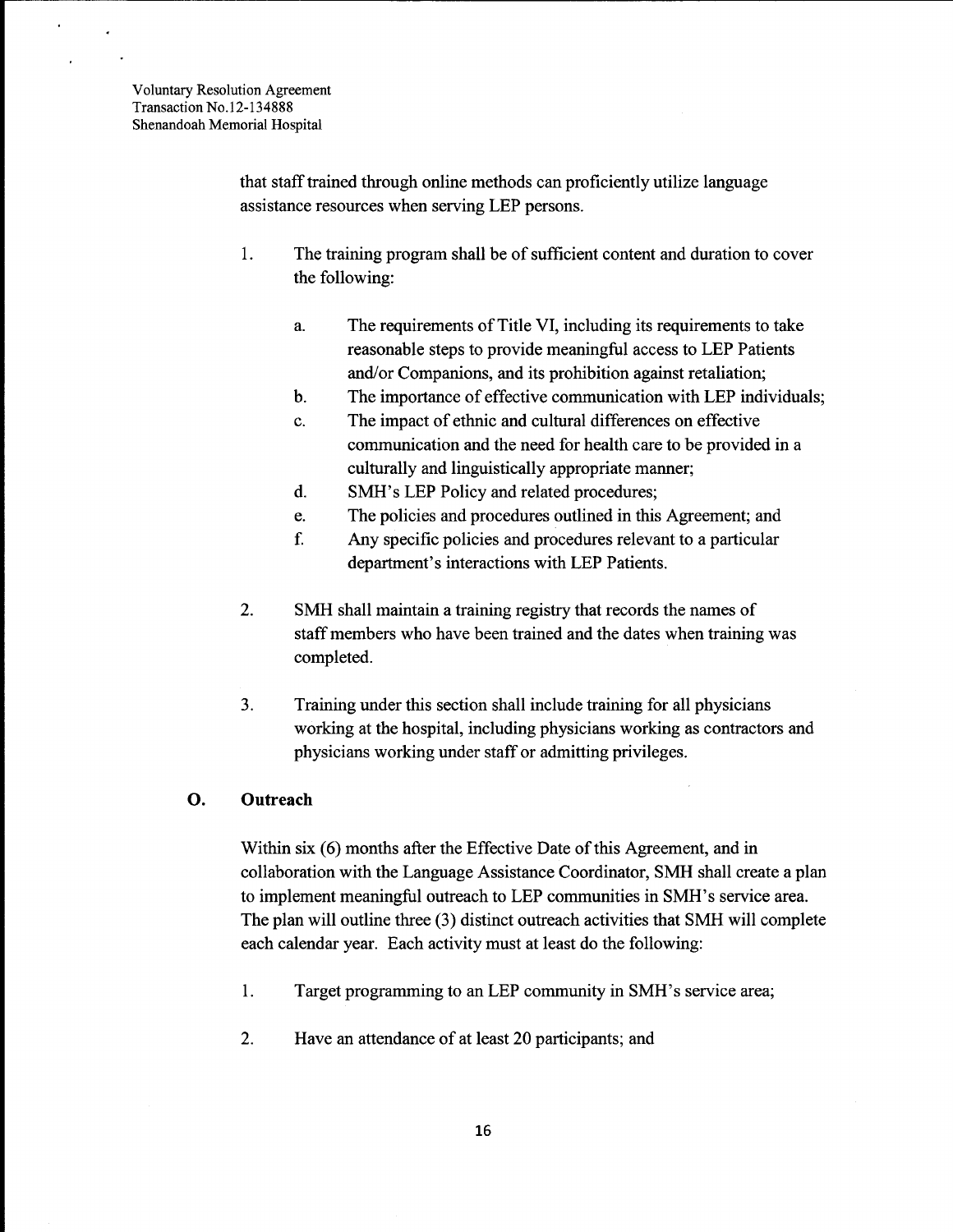that staff trained through online methods can proficiently utilize language assistance resources when serving LEP persons.

1. The training program shall be of sufficient content and duration to cover the following:

   a. The requirements of Title VI, including its requirements to take reasonable steps to provide meaningful access to LEP Patients and/or Companions, and its prohibition against retaliation;
   b. The importance of effective communication with LEP individuals;
   c. The impact of ethnic and cultural differences on effective communication and the need for health care to be provided in a culturally and linguistically appropriate manner;
   d. SMH's LEP Policy and related procedures;
   e. The policies and procedures outlined in this Agreement; and
   f. Any specific policies and procedures relevant to a particular department's interactions with LEP Patients.

2. SMH shall maintain a training registry that records the names of staff members who have been trained and the dates when training was completed.

3. Training under this section shall include training for all physicians working at the hospital, including physicians working as contractors and physicians working under staff or admitting privileges.

## O. Outreach

Within six (6) months after the Effective Date of this Agreement, and in collaboration with the Language Assistance Coordinator, SMH shall create a plan to implement meaningful outreach to LEP communities in SMH's service area. The plan will outline three (3) distinct outreach activities that SMH will complete each calendar year. Each activity must at least do the following:

1. Target programming to an LEP community in SMH's service area;

2. Have an attendance of at least 20 participants; and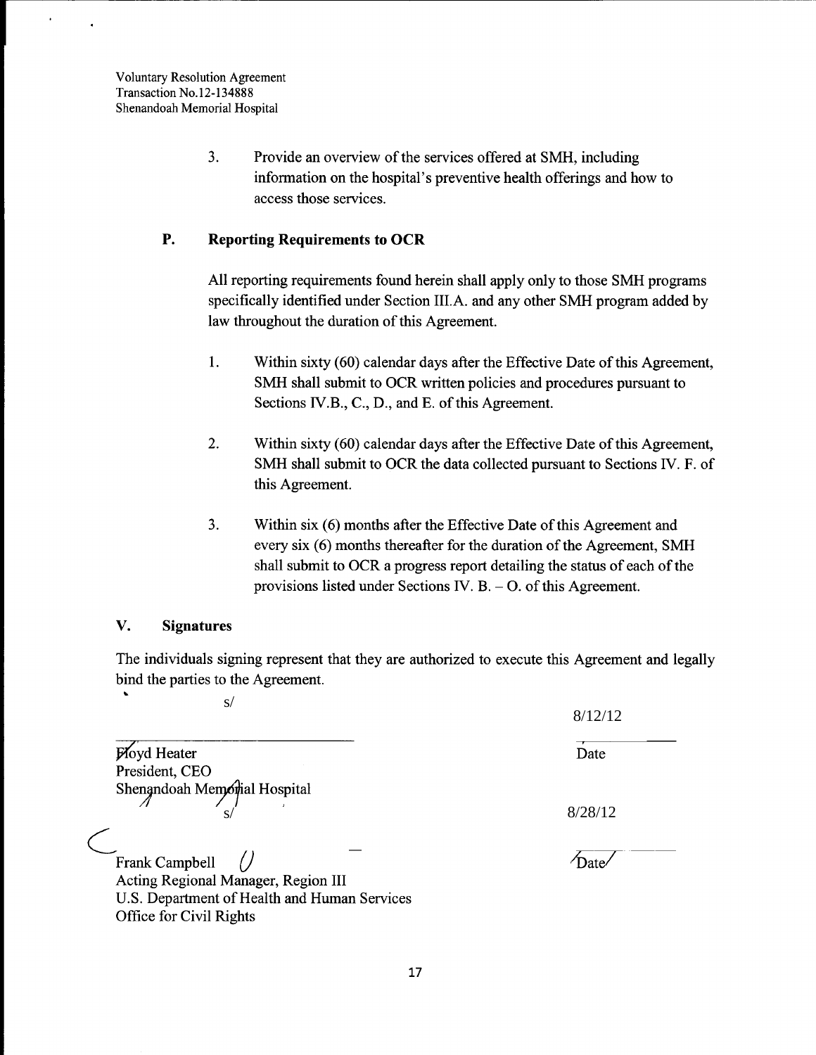3. Provide an overview of the services offered at SMH, including information on the hospital's preventive health offerings and how to access those services.

## P. Reporting Requirements to OCR

All reporting requirements found herein shall apply only to those SMH programs specifically identified under Section III.A. and any other SMH program added by law throughout the duration of this Agreement.

1. Within sixty (60) calendar days after the Effective Date of this Agreement, SMH shall submit to OCR written policies and procedures pursuant to Sections IV.B., C., D., and E. of this Agreement.

2. Within sixty (60) calendar days after the Effective Date of this Agreement, SMH shall submit to OCR the data collected pursuant to Sections IV. F. of this Agreement.

3. Within six (6) months after the Effective Date of this Agreement and every six (6) months thereafter for the duration of the Agreement, SMH shall submit to OCR a progress report detailing the status of each of the provisions listed under Sections IV. B. – O. of this Agreement.

## V. Signatures

The individuals signing represent that they are authorized to execute this Agreement and legally bind the parties to the Agreement.

s/

Floyd Heater
President, CEO
Shenandoah Memorial Hospital

8/12/12
Date

s/

Frank Campbell
Acting Regional Manager, Region III
U.S. Department of Health and Human Services
Office for Civil Rights

8/28/12
Date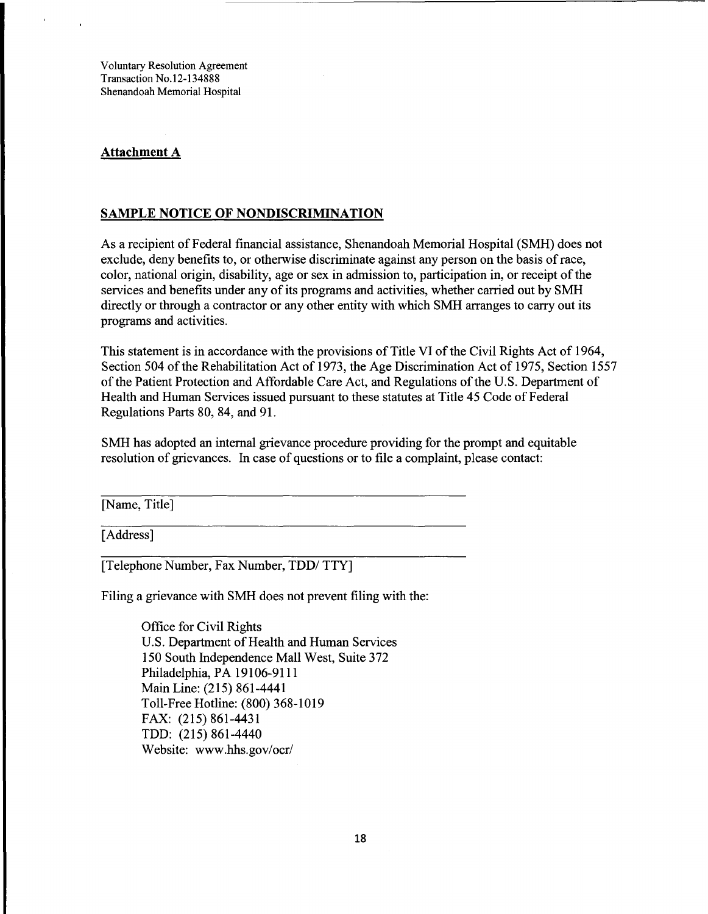Voluntary Resolution Agreement
Transaction No.12-134888
Shenandoah Memorial Hospital

## Attachment A

## SAMPLE NOTICE OF NONDISCRIMINATION

As a recipient of Federal financial assistance, Shenandoah Memorial Hospital (SMH) does not exclude, deny benefits to, or otherwise discriminate against any person on the basis of race, color, national origin, disability, age or sex in admission to, participation in, or receipt of the services and benefits under any of its programs and activities, whether carried out by SMH directly or through a contractor or any other entity with which SMH arranges to carry out its programs and activities.

This statement is in accordance with the provisions of Title VI of the Civil Rights Act of 1964, Section 504 of the Rehabilitation Act of 1973, the Age Discrimination Act of 1975, Section 1557 of the Patient Protection and Affordable Care Act, and Regulations of the U.S. Department of Health and Human Services issued pursuant to these statutes at Title 45 Code of Federal Regulations Parts 80, 84, and 91.

SMH has adopted an internal grievance procedure providing for the prompt and equitable resolution of grievances. In case of questions or to file a complaint, please contact:

______________________________________________
[Name, Title]
______________________________________________
[Address]
______________________________________________
[Telephone Number, Fax Number, TDD/ TTY]

Filing a grievance with SMH does not prevent filing with the:

Office for Civil Rights
U.S. Department of Health and Human Services
150 South Independence Mall West, Suite 372
Philadelphia, PA 19106-9111
Main Line: (215) 861-4441
Toll-Free Hotline: (800) 368-1019
FAX: (215) 861-4431
TDD: (215) 861-4440
Website: www.hhs.gov/ocr/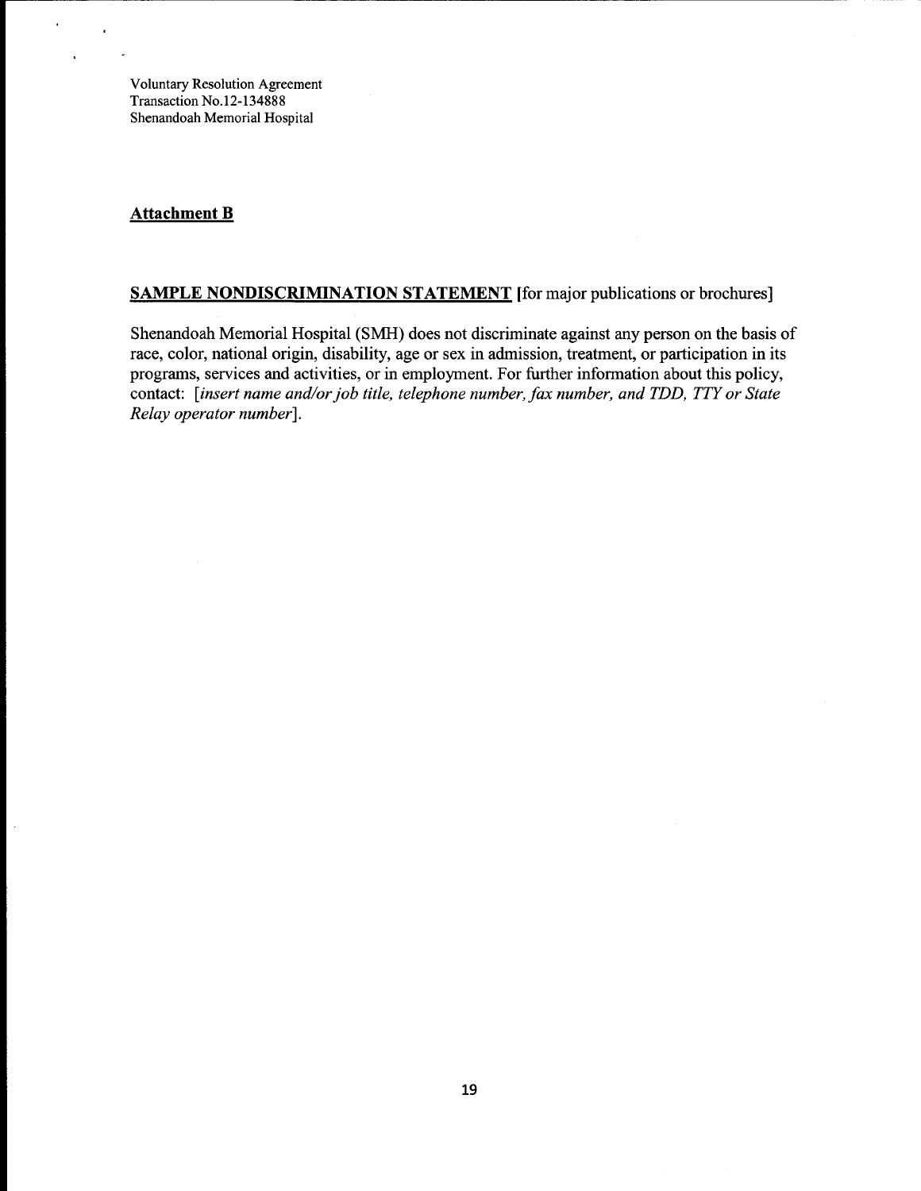Voluntary Resolution Agreement
Transaction No.12-134888
Shenandoah Memorial Hospital

**Attachment B**

**SAMPLE NONDISCRIMINATION STATEMENT** [for major publications or brochures]

Shenandoah Memorial Hospital (SMH) does not discriminate against any person on the basis of race, color, national origin, disability, age or sex in admission, treatment, or participation in its programs, services and activities, or in employment. For further information about this policy, contact: [*insert name and/or job title, telephone number, fax number, and TDD, TTY or State Relay operator number*].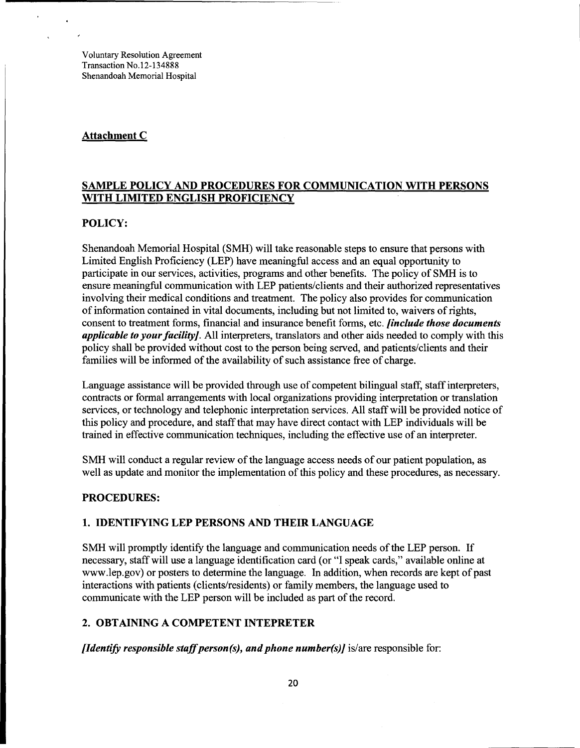Voluntary Resolution Agreement
Transaction No.12-134888
Shenandoah Memorial Hospital

**Attachment C**

## SAMPLE POLICY AND PROCEDURES FOR COMMUNICATION WITH PERSONS WITH LIMITED ENGLISH PROFICIENCY

### POLICY:

Shenandoah Memorial Hospital (SMH) will take reasonable steps to ensure that persons with Limited English Proficiency (LEP) have meaningful access and an equal opportunity to participate in our services, activities, programs and other benefits. The policy of SMH is to ensure meaningful communication with LEP patients/clients and their authorized representatives involving their medical conditions and treatment. The policy also provides for communication of information contained in vital documents, including but not limited to, waivers of rights, consent to treatment forms, financial and insurance benefit forms, etc. ***[include those documents applicable to your facility]***. All interpreters, translators and other aids needed to comply with this policy shall be provided without cost to the person being served, and patients/clients and their families will be informed of the availability of such assistance free of charge.

Language assistance will be provided through use of competent bilingual staff, staff interpreters, contracts or formal arrangements with local organizations providing interpretation or translation services, or technology and telephonic interpretation services. All staff will be provided notice of this policy and procedure, and staff that may have direct contact with LEP individuals will be trained in effective communication techniques, including the effective use of an interpreter.

SMH will conduct a regular review of the language access needs of our patient population, as well as update and monitor the implementation of this policy and these procedures, as necessary.

### PROCEDURES:

### 1. IDENTIFYING LEP PERSONS AND THEIR LANGUAGE

SMH will promptly identify the language and communication needs of the LEP person. If necessary, staff will use a language identification card (or "I speak cards," available online at www.lep.gov) or posters to determine the language. In addition, when records are kept of past interactions with patients (clients/residents) or family members, the language used to communicate with the LEP person will be included as part of the record.

### 2. OBTAINING A COMPETENT INTEPRETER

***[Identify responsible staff person(s), and phone number(s)]*** is/are responsible for: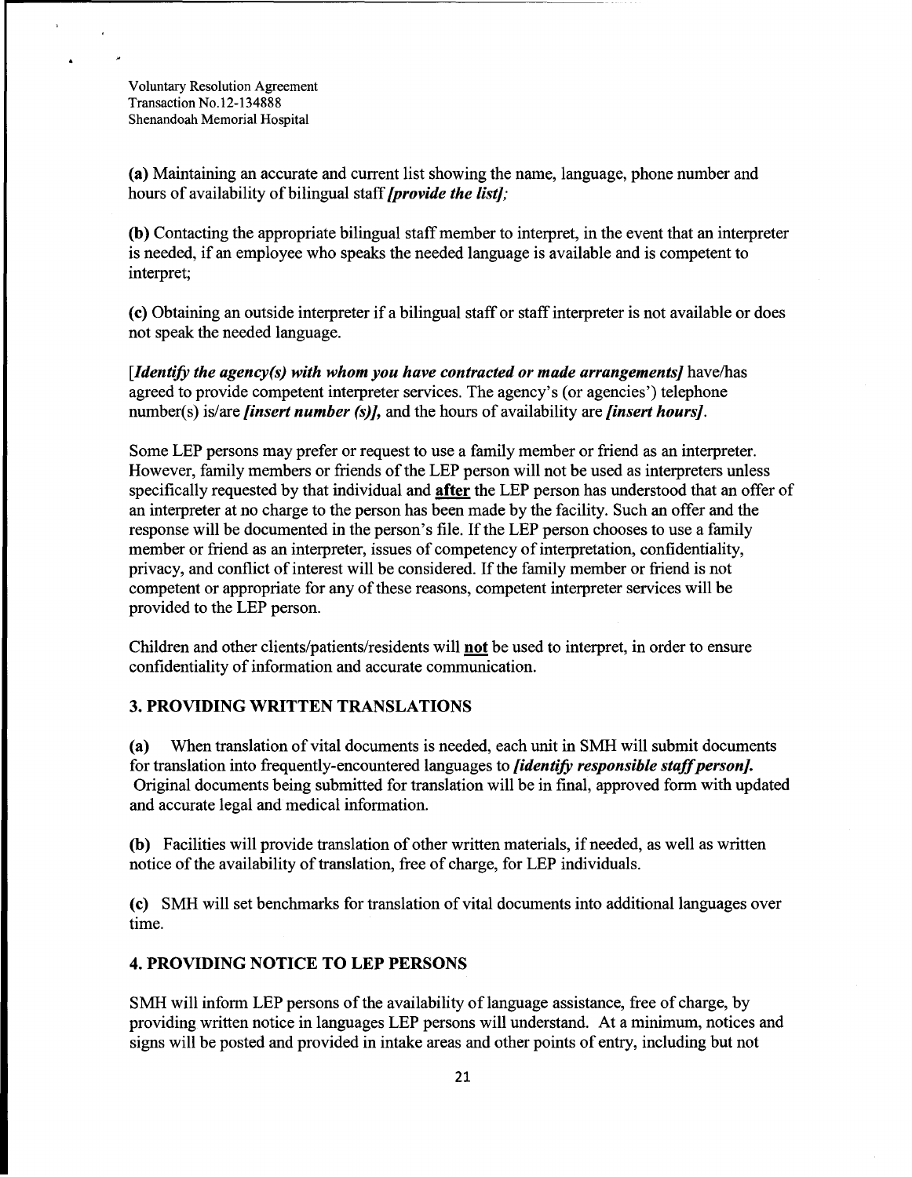**(a)** Maintaining an accurate and current list showing the name, language, phone number and hours of availability of bilingual staff ***[provide the list]***;

**(b)** Contacting the appropriate bilingual staff member to interpret, in the event that an interpreter is needed, if an employee who speaks the needed language is available and is competent to interpret;

**(c)** Obtaining an outside interpreter if a bilingual staff or staff interpreter is not available or does not speak the needed language.

***[Identify the agency(s) with whom you have contracted or made arrangements]*** have/has agreed to provide competent interpreter services. The agency's (or agencies') telephone number(s) is/are ***[insert number (s)]***, and the hours of availability are ***[insert hours]***.

Some LEP persons may prefer or request to use a family member or friend as an interpreter. However, family members or friends of the LEP person will not be used as interpreters unless specifically requested by that individual and **after** the LEP person has understood that an offer of an interpreter at no charge to the person has been made by the facility. Such an offer and the response will be documented in the person's file. If the LEP person chooses to use a family member or friend as an interpreter, issues of competency of interpretation, confidentiality, privacy, and conflict of interest will be considered. If the family member or friend is not competent or appropriate for any of these reasons, competent interpreter services will be provided to the LEP person.

Children and other clients/patients/residents will **not** be used to interpret, in order to ensure confidentiality of information and accurate communication.

### 3. PROVIDING WRITTEN TRANSLATIONS

**(a)** When translation of vital documents is needed, each unit in SMH will submit documents for translation into frequently-encountered languages to ***[identify responsible staff person]***. Original documents being submitted for translation will be in final, approved form with updated and accurate legal and medical information.

**(b)** Facilities will provide translation of other written materials, if needed, as well as written notice of the availability of translation, free of charge, for LEP individuals.

**(c)** SMH will set benchmarks for translation of vital documents into additional languages over time.

### 4. PROVIDING NOTICE TO LEP PERSONS

SMH will inform LEP persons of the availability of language assistance, free of charge, by providing written notice in languages LEP persons will understand. At a minimum, notices and signs will be posted and provided in intake areas and other points of entry, including but not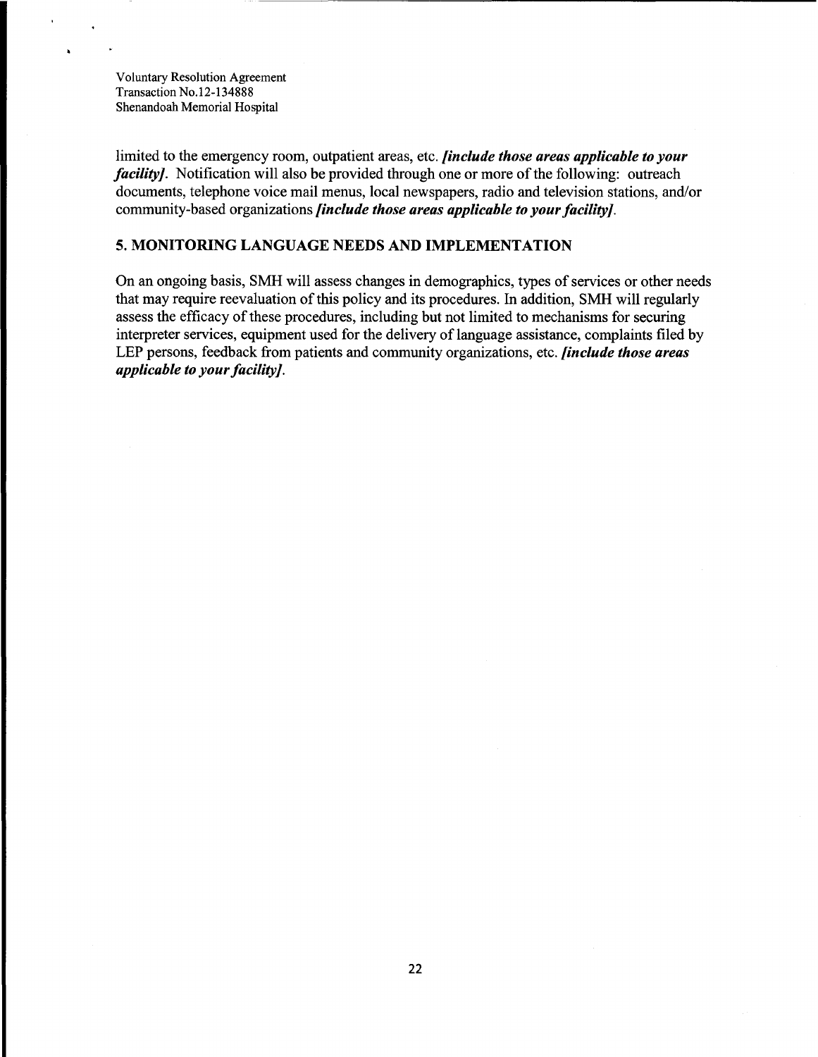limited to the emergency room, outpatient areas, etc. ***[include those areas applicable to your facility]***. Notification will also be provided through one or more of the following: outreach documents, telephone voice mail menus, local newspapers, radio and television stations, and/or community-based organizations ***[include those areas applicable to your facility]***.

## 5. MONITORING LANGUAGE NEEDS AND IMPLEMENTATION

On an ongoing basis, SMH will assess changes in demographics, types of services or other needs that may require reevaluation of this policy and its procedures. In addition, SMH will regularly assess the efficacy of these procedures, including but not limited to mechanisms for securing interpreter services, equipment used for the delivery of language assistance, complaints filed by LEP persons, feedback from patients and community organizations, etc. ***[include those areas applicable to your facility]***.